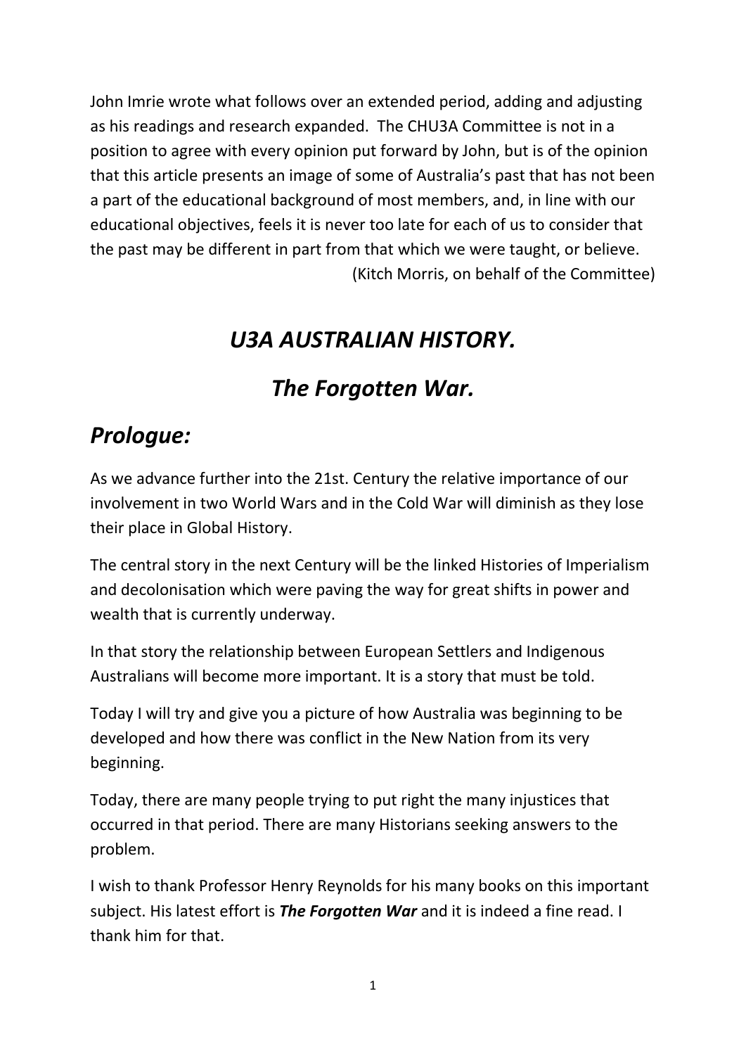John Imrie wrote what follows over an extended period, adding and adjusting as his readings and research expanded. The CHU3A Committee is not in a position to agree with every opinion put forward by John, but is of the opinion that this article presents an image of some of Australia's past that has not been a part of the educational background of most members, and, in line with our educational objectives, feels it is never too late for each of us to consider that the past may be different in part from that which we were taught, or believe.

(Kitch Morris, on behalf of the Committee)

# *U3A AUSTRALIAN HISTORY.*

## *The Forgotten War.*

## *Prologue:*

As we advance further into the 21st. Century the relative importance of our involvement in two World Wars and in the Cold War will diminish as they lose their place in Global History.

The central story in the next Century will be the linked Histories of Imperialism and decolonisation which were paving the way for great shifts in power and wealth that is currently underway.

In that story the relationship between European Settlers and Indigenous Australians will become more important. It is a story that must be told.

Today I will try and give you a picture of how Australia was beginning to be developed and how there was conflict in the New Nation from its very beginning.

Today, there are many people trying to put right the many injustices that occurred in that period. There are many Historians seeking answers to the problem.

I wish to thank Professor Henry Reynolds for his many books on this important subject. His latest effort is ***The Forgotten War*** and it is indeed a fine read. I thank him for that.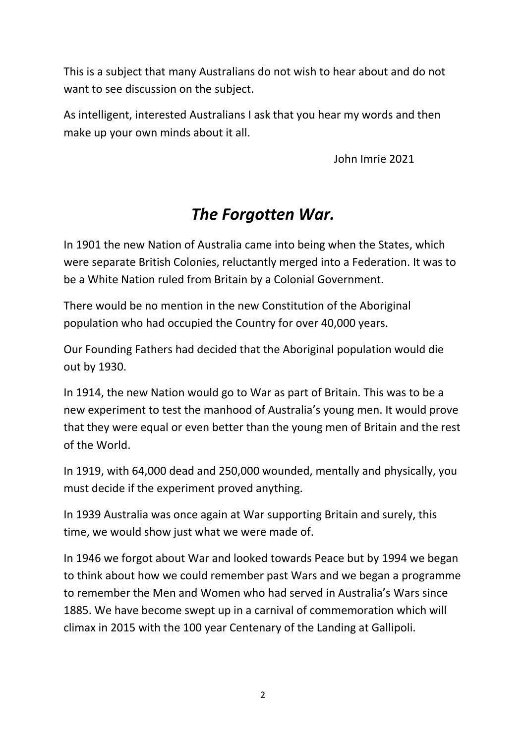This is a subject that many Australians do not wish to hear about and do not want to see discussion on the subject.

As intelligent, interested Australians I ask that you hear my words and then make up your own minds about it all.

John Imrie 2021

# *The Forgotten War.*

In 1901 the new Nation of Australia came into being when the States, which were separate British Colonies, reluctantly merged into a Federation. It was to be a White Nation ruled from Britain by a Colonial Government.

There would be no mention in the new Constitution of the Aboriginal population who had occupied the Country for over 40,000 years.

Our Founding Fathers had decided that the Aboriginal population would die out by 1930.

In 1914, the new Nation would go to War as part of Britain. This was to be a new experiment to test the manhood of Australia's young men. It would prove that they were equal or even better than the young men of Britain and the rest of the World.

In 1919, with 64,000 dead and 250,000 wounded, mentally and physically, you must decide if the experiment proved anything.

In 1939 Australia was once again at War supporting Britain and surely, this time, we would show just what we were made of.

In 1946 we forgot about War and looked towards Peace but by 1994 we began to think about how we could remember past Wars and we began a programme to remember the Men and Women who had served in Australia's Wars since 1885. We have become swept up in a carnival of commemoration which will climax in 2015 with the 100 year Centenary of the Landing at Gallipoli.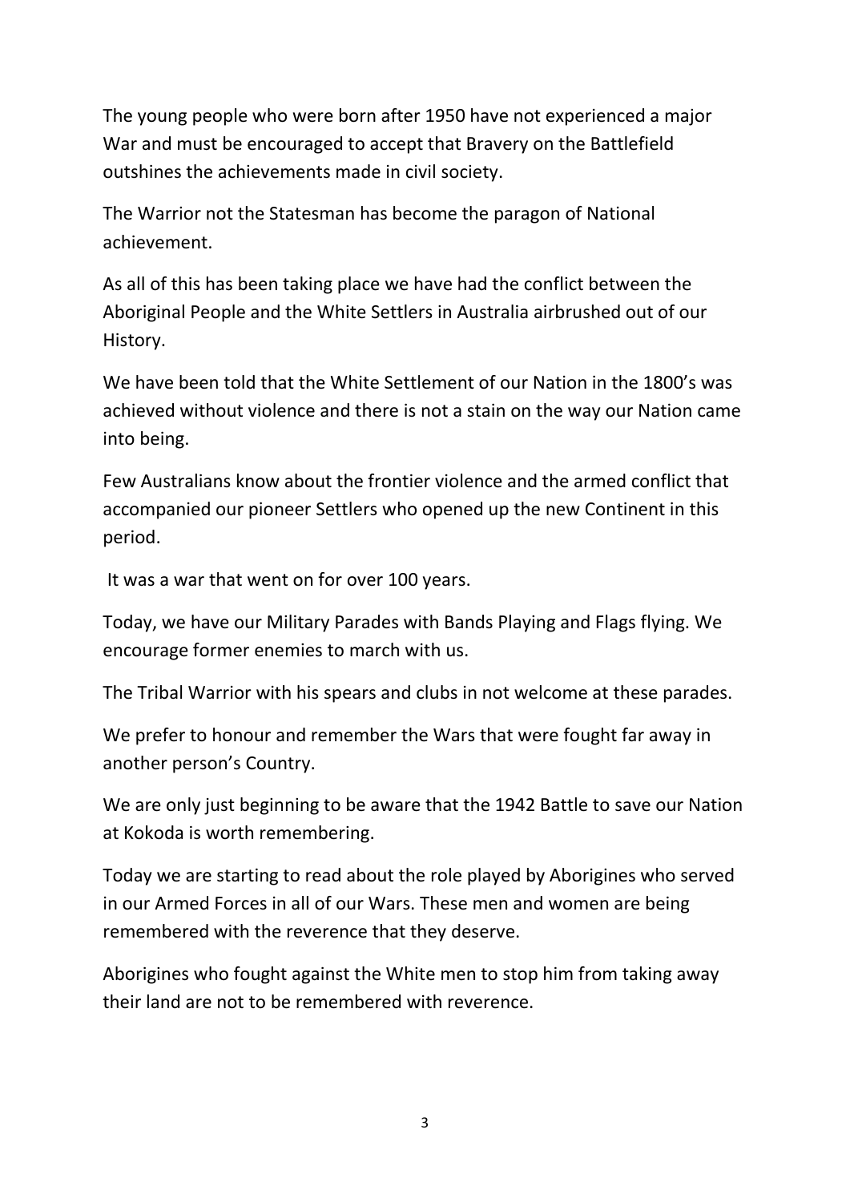The young people who were born after 1950 have not experienced a major War and must be encouraged to accept that Bravery on the Battlefield outshines the achievements made in civil society.

The Warrior not the Statesman has become the paragon of National achievement.

As all of this has been taking place we have had the conflict between the Aboriginal People and the White Settlers in Australia airbrushed out of our History.

We have been told that the White Settlement of our Nation in the 1800's was achieved without violence and there is not a stain on the way our Nation came into being.

Few Australians know about the frontier violence and the armed conflict that accompanied our pioneer Settlers who opened up the new Continent in this period.

It was a war that went on for over 100 years.

Today, we have our Military Parades with Bands Playing and Flags flying. We encourage former enemies to march with us.

The Tribal Warrior with his spears and clubs in not welcome at these parades.

We prefer to honour and remember the Wars that were fought far away in another person's Country.

We are only just beginning to be aware that the 1942 Battle to save our Nation at Kokoda is worth remembering.

Today we are starting to read about the role played by Aborigines who served in our Armed Forces in all of our Wars. These men and women are being remembered with the reverence that they deserve.

Aborigines who fought against the White men to stop him from taking away their land are not to be remembered with reverence.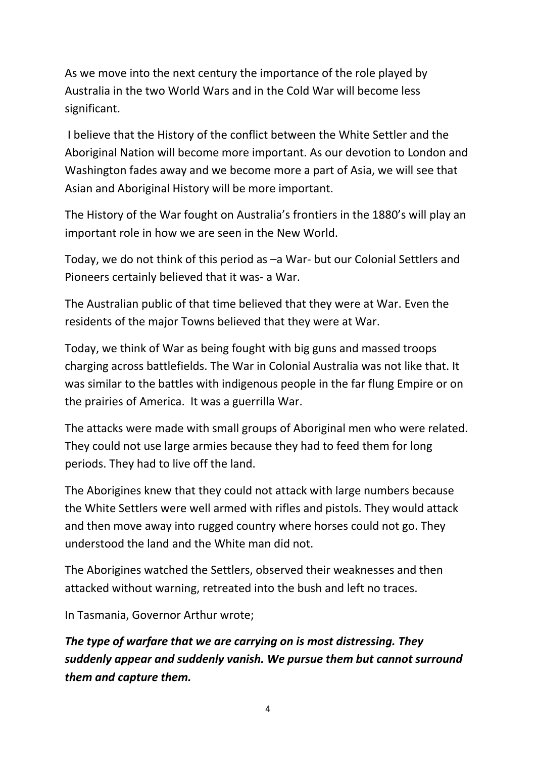As we move into the next century the importance of the role played by Australia in the two World Wars and in the Cold War will become less significant.

I believe that the History of the conflict between the White Settler and the Aboriginal Nation will become more important. As our devotion to London and Washington fades away and we become more a part of Asia, we will see that Asian and Aboriginal History will be more important.

The History of the War fought on Australia's frontiers in the 1880's will play an important role in how we are seen in the New World.

Today, we do not think of this period as –a War- but our Colonial Settlers and Pioneers certainly believed that it was- a War.

The Australian public of that time believed that they were at War. Even the residents of the major Towns believed that they were at War.

Today, we think of War as being fought with big guns and massed troops charging across battlefields. The War in Colonial Australia was not like that. It was similar to the battles with indigenous people in the far flung Empire or on the prairies of America. It was a guerrilla War.

The attacks were made with small groups of Aboriginal men who were related. They could not use large armies because they had to feed them for long periods. They had to live off the land.

The Aborigines knew that they could not attack with large numbers because the White Settlers were well armed with rifles and pistols. They would attack and then move away into rugged country where horses could not go. They understood the land and the White man did not.

The Aborigines watched the Settlers, observed their weaknesses and then attacked without warning, retreated into the bush and left no traces.

In Tasmania, Governor Arthur wrote;

***The type of warfare that we are carrying on is most distressing. They suddenly appear and suddenly vanish. We pursue them but cannot surround them and capture them.***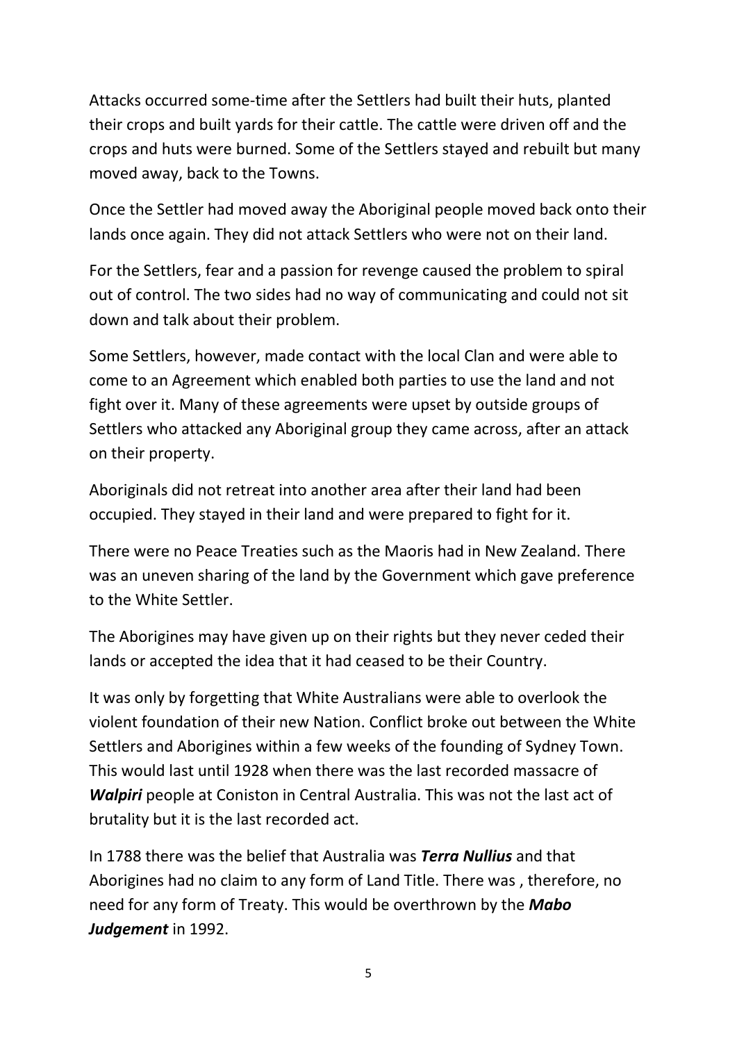Attacks occurred some-time after the Settlers had built their huts, planted their crops and built yards for their cattle. The cattle were driven off and the crops and huts were burned. Some of the Settlers stayed and rebuilt but many moved away, back to the Towns.

Once the Settler had moved away the Aboriginal people moved back onto their lands once again. They did not attack Settlers who were not on their land.

For the Settlers, fear and a passion for revenge caused the problem to spiral out of control. The two sides had no way of communicating and could not sit down and talk about their problem.

Some Settlers, however, made contact with the local Clan and were able to come to an Agreement which enabled both parties to use the land and not fight over it. Many of these agreements were upset by outside groups of Settlers who attacked any Aboriginal group they came across, after an attack on their property.

Aboriginals did not retreat into another area after their land had been occupied. They stayed in their land and were prepared to fight for it.

There were no Peace Treaties such as the Maoris had in New Zealand. There was an uneven sharing of the land by the Government which gave preference to the White Settler.

The Aborigines may have given up on their rights but they never ceded their lands or accepted the idea that it had ceased to be their Country.

It was only by forgetting that White Australians were able to overlook the violent foundation of their new Nation. Conflict broke out between the White Settlers and Aborigines within a few weeks of the founding of Sydney Town. This would last until 1928 when there was the last recorded massacre of ***Walpiri*** people at Coniston in Central Australia. This was not the last act of brutality but it is the last recorded act.

In 1788 there was the belief that Australia was ***Terra Nullius*** and that Aborigines had no claim to any form of Land Title. There was , therefore, no need for any form of Treaty. This would be overthrown by the ***Mabo Judgement*** in 1992.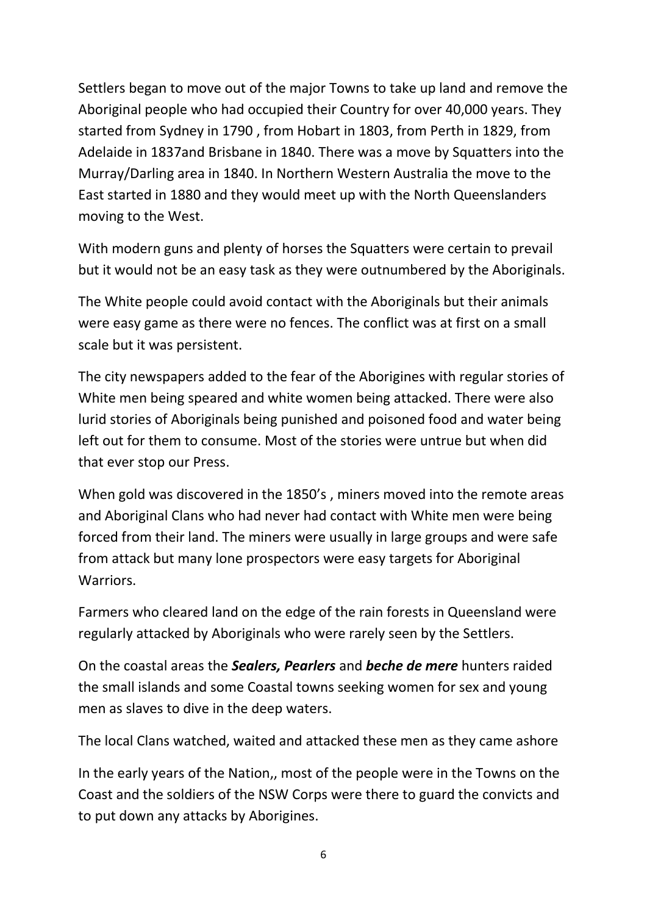Settlers began to move out of the major Towns to take up land and remove the Aboriginal people who had occupied their Country for over 40,000 years. They started from Sydney in 1790 , from Hobart in 1803, from Perth in 1829, from Adelaide in 1837and Brisbane in 1840. There was a move by Squatters into the Murray/Darling area in 1840. In Northern Western Australia the move to the East started in 1880 and they would meet up with the North Queenslanders moving to the West.

With modern guns and plenty of horses the Squatters were certain to prevail but it would not be an easy task as they were outnumbered by the Aboriginals.

The White people could avoid contact with the Aboriginals but their animals were easy game as there were no fences. The conflict was at first on a small scale but it was persistent.

The city newspapers added to the fear of the Aborigines with regular stories of White men being speared and white women being attacked. There were also lurid stories of Aboriginals being punished and poisoned food and water being left out for them to consume. Most of the stories were untrue but when did that ever stop our Press.

When gold was discovered in the 1850's , miners moved into the remote areas and Aboriginal Clans who had never had contact with White men were being forced from their land. The miners were usually in large groups and were safe from attack but many lone prospectors were easy targets for Aboriginal Warriors.

Farmers who cleared land on the edge of the rain forests in Queensland were regularly attacked by Aboriginals who were rarely seen by the Settlers.

On the coastal areas the ***Sealers, Pearlers*** and ***beche de mere*** hunters raided the small islands and some Coastal towns seeking women for sex and young men as slaves to dive in the deep waters.

The local Clans watched, waited and attacked these men as they came ashore

In the early years of the Nation,, most of the people were in the Towns on the Coast and the soldiers of the NSW Corps were there to guard the convicts and to put down any attacks by Aborigines.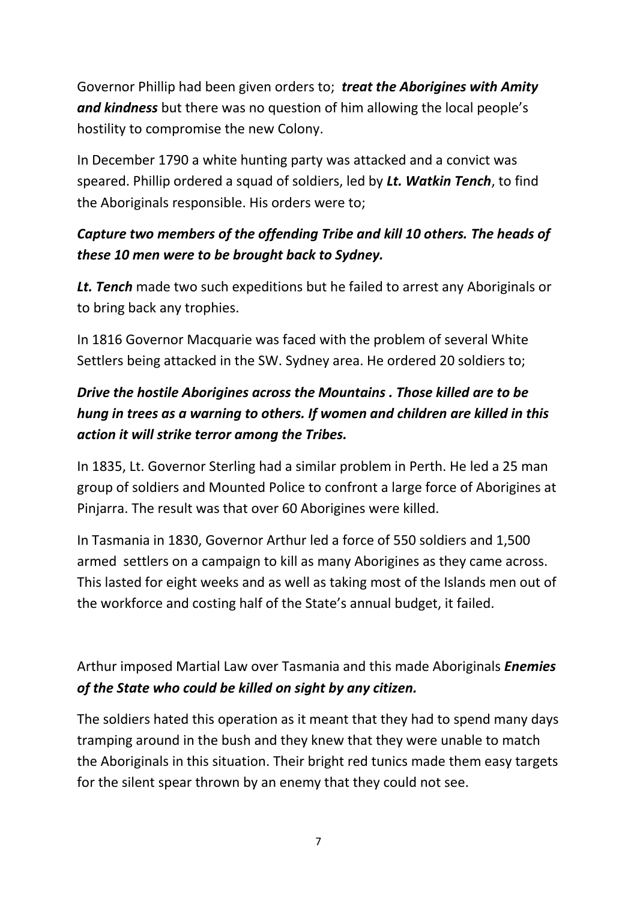Governor Phillip had been given orders to; ***treat the Aborigines with Amity and kindness*** but there was no question of him allowing the local people's hostility to compromise the new Colony.

In December 1790 a white hunting party was attacked and a convict was speared. Phillip ordered a squad of soldiers, led by ***Lt. Watkin Tench***, to find the Aboriginals responsible. His orders were to;

***Capture two members of the offending Tribe and kill 10 others. The heads of these 10 men were to be brought back to Sydney.***

***Lt. Tench*** made two such expeditions but he failed to arrest any Aboriginals or to bring back any trophies.

In 1816 Governor Macquarie was faced with the problem of several White Settlers being attacked in the SW. Sydney area. He ordered 20 soldiers to;

***Drive the hostile Aborigines across the Mountains . Those killed are to be hung in trees as a warning to others. If women and children are killed in this action it will strike terror among the Tribes.***

In 1835, Lt. Governor Sterling had a similar problem in Perth. He led a 25 man group of soldiers and Mounted Police to confront a large force of Aborigines at Pinjarra. The result was that over 60 Aborigines were killed.

In Tasmania in 1830, Governor Arthur led a force of 550 soldiers and 1,500 armed settlers on a campaign to kill as many Aborigines as they came across. This lasted for eight weeks and as well as taking most of the Islands men out of the workforce and costing half of the State's annual budget, it failed.

Arthur imposed Martial Law over Tasmania and this made Aboriginals ***Enemies of the State who could be killed on sight by any citizen.***

The soldiers hated this operation as it meant that they had to spend many days tramping around in the bush and they knew that they were unable to match the Aboriginals in this situation. Their bright red tunics made them easy targets for the silent spear thrown by an enemy that they could not see.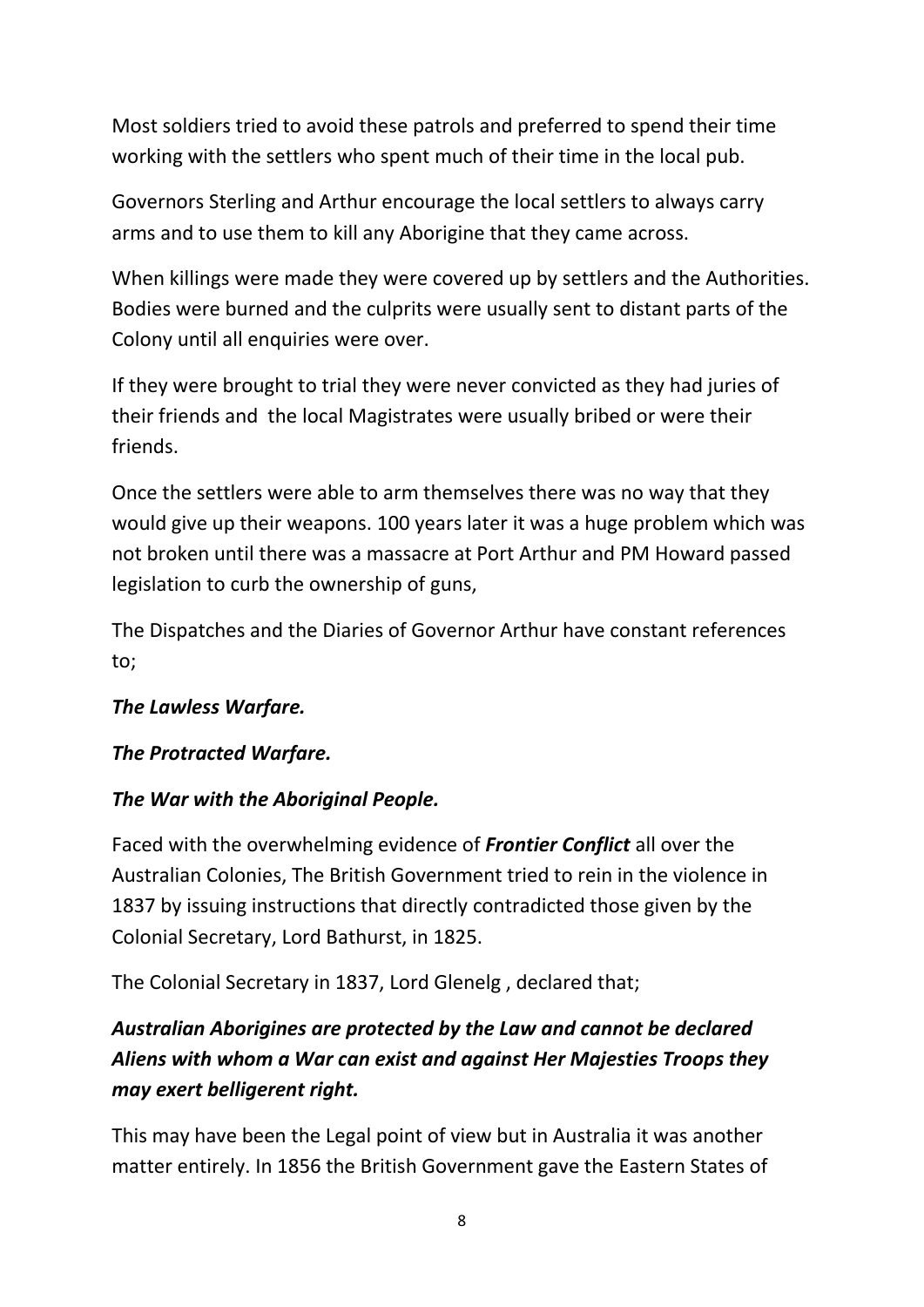Most soldiers tried to avoid these patrols and preferred to spend their time working with the settlers who spent much of their time in the local pub.

Governors Sterling and Arthur encourage the local settlers to always carry arms and to use them to kill any Aborigine that they came across.

When killings were made they were covered up by settlers and the Authorities. Bodies were burned and the culprits were usually sent to distant parts of the Colony until all enquiries were over.

If they were brought to trial they were never convicted as they had juries of their friends and the local Magistrates were usually bribed or were their friends.

Once the settlers were able to arm themselves there was no way that they would give up their weapons. 100 years later it was a huge problem which was not broken until there was a massacre at Port Arthur and PM Howard passed legislation to curb the ownership of guns,

The Dispatches and the Diaries of Governor Arthur have constant references to;

***The Lawless Warfare.***

***The Protracted Warfare.***

***The War with the Aboriginal People.***

Faced with the overwhelming evidence of ***Frontier Conflict*** all over the Australian Colonies, The British Government tried to rein in the violence in 1837 by issuing instructions that directly contradicted those given by the Colonial Secretary, Lord Bathurst, in 1825.

The Colonial Secretary in 1837, Lord Glenelg , declared that;

***Australian Aborigines are protected by the Law and cannot be declared Aliens with whom a War can exist and against Her Majesties Troops they may exert belligerent right.***

This may have been the Legal point of view but in Australia it was another matter entirely. In 1856 the British Government gave the Eastern States of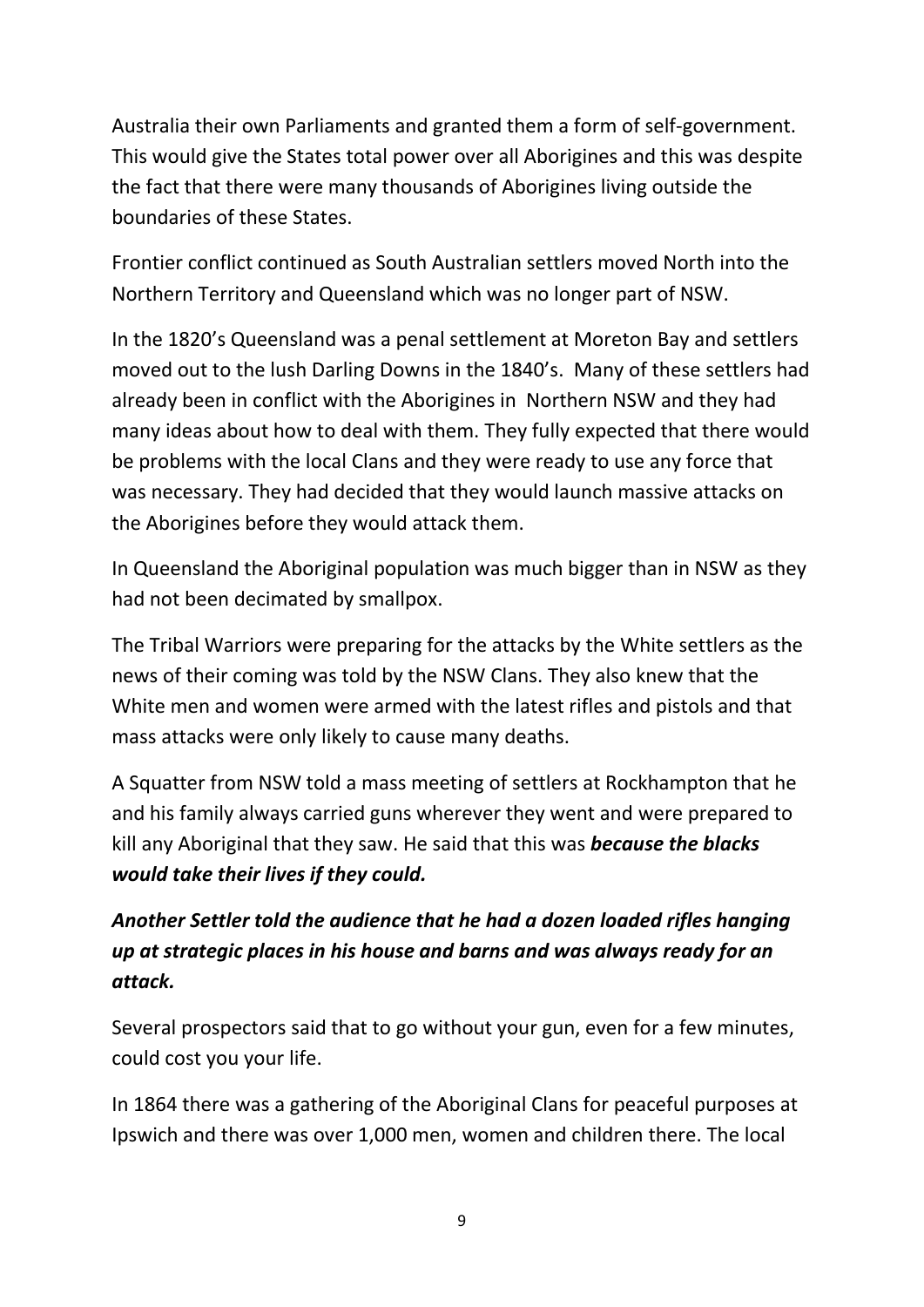Australia their own Parliaments and granted them a form of self-government. This would give the States total power over all Aborigines and this was despite the fact that there were many thousands of Aborigines living outside the boundaries of these States.

Frontier conflict continued as South Australian settlers moved North into the Northern Territory and Queensland which was no longer part of NSW.

In the 1820's Queensland was a penal settlement at Moreton Bay and settlers moved out to the lush Darling Downs in the 1840's. Many of these settlers had already been in conflict with the Aborigines in Northern NSW and they had many ideas about how to deal with them. They fully expected that there would be problems with the local Clans and they were ready to use any force that was necessary. They had decided that they would launch massive attacks on the Aborigines before they would attack them.

In Queensland the Aboriginal population was much bigger than in NSW as they had not been decimated by smallpox.

The Tribal Warriors were preparing for the attacks by the White settlers as the news of their coming was told by the NSW Clans. They also knew that the White men and women were armed with the latest rifles and pistols and that mass attacks were only likely to cause many deaths.

A Squatter from NSW told a mass meeting of settlers at Rockhampton that he and his family always carried guns wherever they went and were prepared to kill any Aboriginal that they saw. He said that this was ***because the blacks would take their lives if they could.***

***Another Settler told the audience that he had a dozen loaded rifles hanging up at strategic places in his house and barns and was always ready for an attack.***

Several prospectors said that to go without your gun, even for a few minutes, could cost you your life.

In 1864 there was a gathering of the Aboriginal Clans for peaceful purposes at Ipswich and there was over 1,000 men, women and children there. The local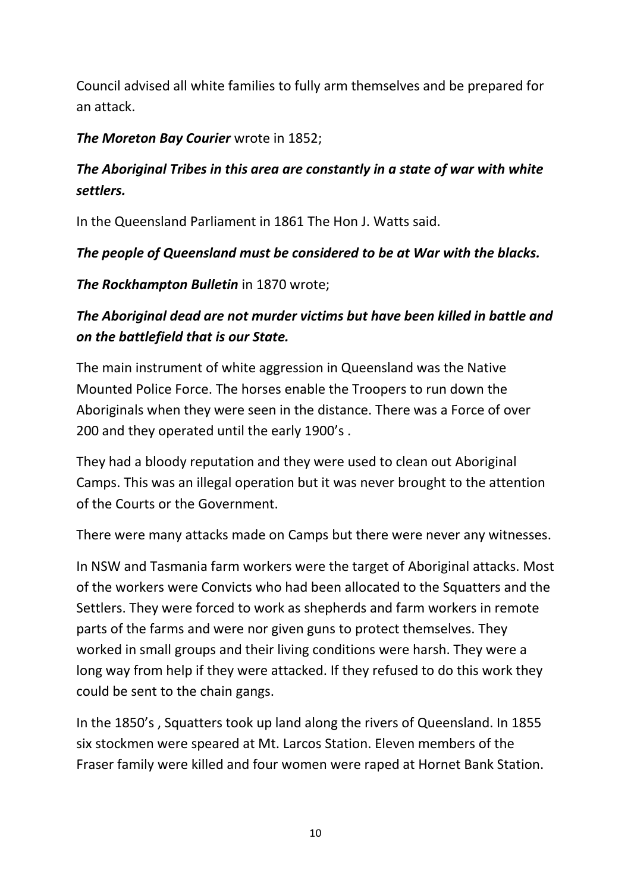Council advised all white families to fully arm themselves and be prepared for an attack.

***The Moreton Bay Courier*** wrote in 1852;

***The Aboriginal Tribes in this area are constantly in a state of war with white settlers.***

In the Queensland Parliament in 1861 The Hon J. Watts said.

***The people of Queensland must be considered to be at War with the blacks.***

***The Rockhampton Bulletin*** in 1870 wrote;

***The Aboriginal dead are not murder victims but have been killed in battle and on the battlefield that is our State.***

The main instrument of white aggression in Queensland was the Native Mounted Police Force. The horses enable the Troopers to run down the Aboriginals when they were seen in the distance. There was a Force of over 200 and they operated until the early 1900's .

They had a bloody reputation and they were used to clean out Aboriginal Camps. This was an illegal operation but it was never brought to the attention of the Courts or the Government.

There were many attacks made on Camps but there were never any witnesses.

In NSW and Tasmania farm workers were the target of Aboriginal attacks. Most of the workers were Convicts who had been allocated to the Squatters and the Settlers. They were forced to work as shepherds and farm workers in remote parts of the farms and were nor given guns to protect themselves. They worked in small groups and their living conditions were harsh. They were a long way from help if they were attacked. If they refused to do this work they could be sent to the chain gangs.

In the 1850's , Squatters took up land along the rivers of Queensland. In 1855 six stockmen were speared at Mt. Larcos Station. Eleven members of the Fraser family were killed and four women were raped at Hornet Bank Station.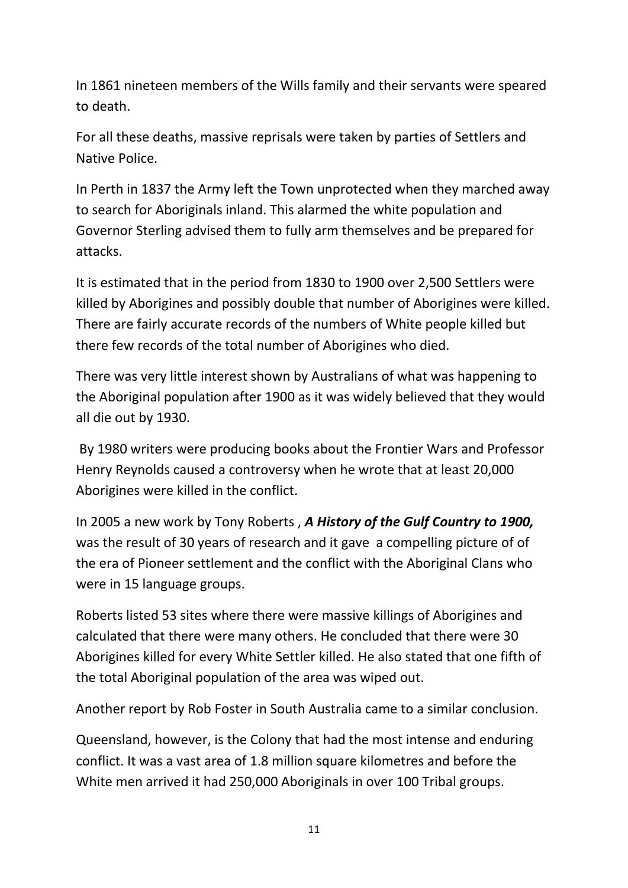In 1861 nineteen members of the Wills family and their servants were speared to death.

For all these deaths, massive reprisals were taken by parties of Settlers and Native Police.

In Perth in 1837 the Army left the Town unprotected when they marched away to search for Aboriginals inland. This alarmed the white population and Governor Sterling advised them to fully arm themselves and be prepared for attacks.

It is estimated that in the period from 1830 to 1900 over 2,500 Settlers were killed by Aborigines and possibly double that number of Aborigines were killed. There are fairly accurate records of the numbers of White people killed but there few records of the total number of Aborigines who died.

There was very little interest shown by Australians of what was happening to the Aboriginal population after 1900 as it was widely believed that they would all die out by 1930.

By 1980 writers were producing books about the Frontier Wars and Professor Henry Reynolds caused a controversy when he wrote that at least 20,000 Aborigines were killed in the conflict.

In 2005 a new work by Tony Roberts , ***A History of the Gulf Country to 1900,*** was the result of 30 years of research and it gave a compelling picture of of the era of Pioneer settlement and the conflict with the Aboriginal Clans who were in 15 language groups.

Roberts listed 53 sites where there were massive killings of Aborigines and calculated that there were many others. He concluded that there were 30 Aborigines killed for every White Settler killed. He also stated that one fifth of the total Aboriginal population of the area was wiped out.

Another report by Rob Foster in South Australia came to a similar conclusion.

Queensland, however, is the Colony that had the most intense and enduring conflict. It was a vast area of 1.8 million square kilometres and before the White men arrived it had 250,000 Aboriginals in over 100 Tribal groups.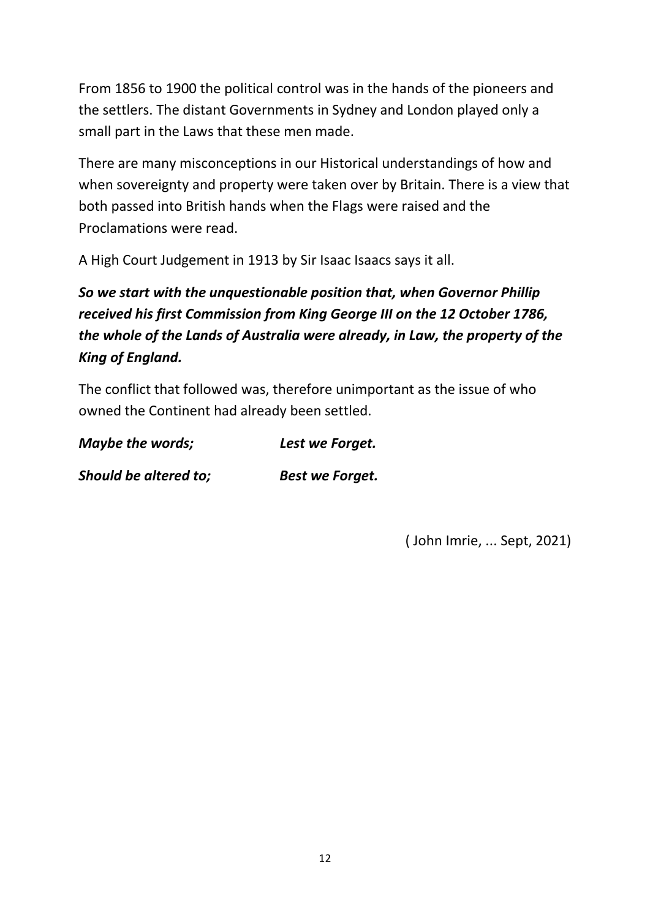From 1856 to 1900 the political control was in the hands of the pioneers and the settlers. The distant Governments in Sydney and London played only a small part in the Laws that these men made.

There are many misconceptions in our Historical understandings of how and when sovereignty and property were taken over by Britain. There is a view that both passed into British hands when the Flags were raised and the Proclamations were read.

A High Court Judgement in 1913 by Sir Isaac Isaacs says it all.

***So we start with the unquestionable position that, when Governor Phillip received his first Commission from King George III on the 12 October 1786, the whole of the Lands of Australia were already, in Law, the property of the King of England.***

The conflict that followed was, therefore unimportant as the issue of who owned the Continent had already been settled.

***Maybe the words;*** ***Lest we Forget.***

***Should be altered to;*** ***Best we Forget.***

( John Imrie, ... Sept, 2021)